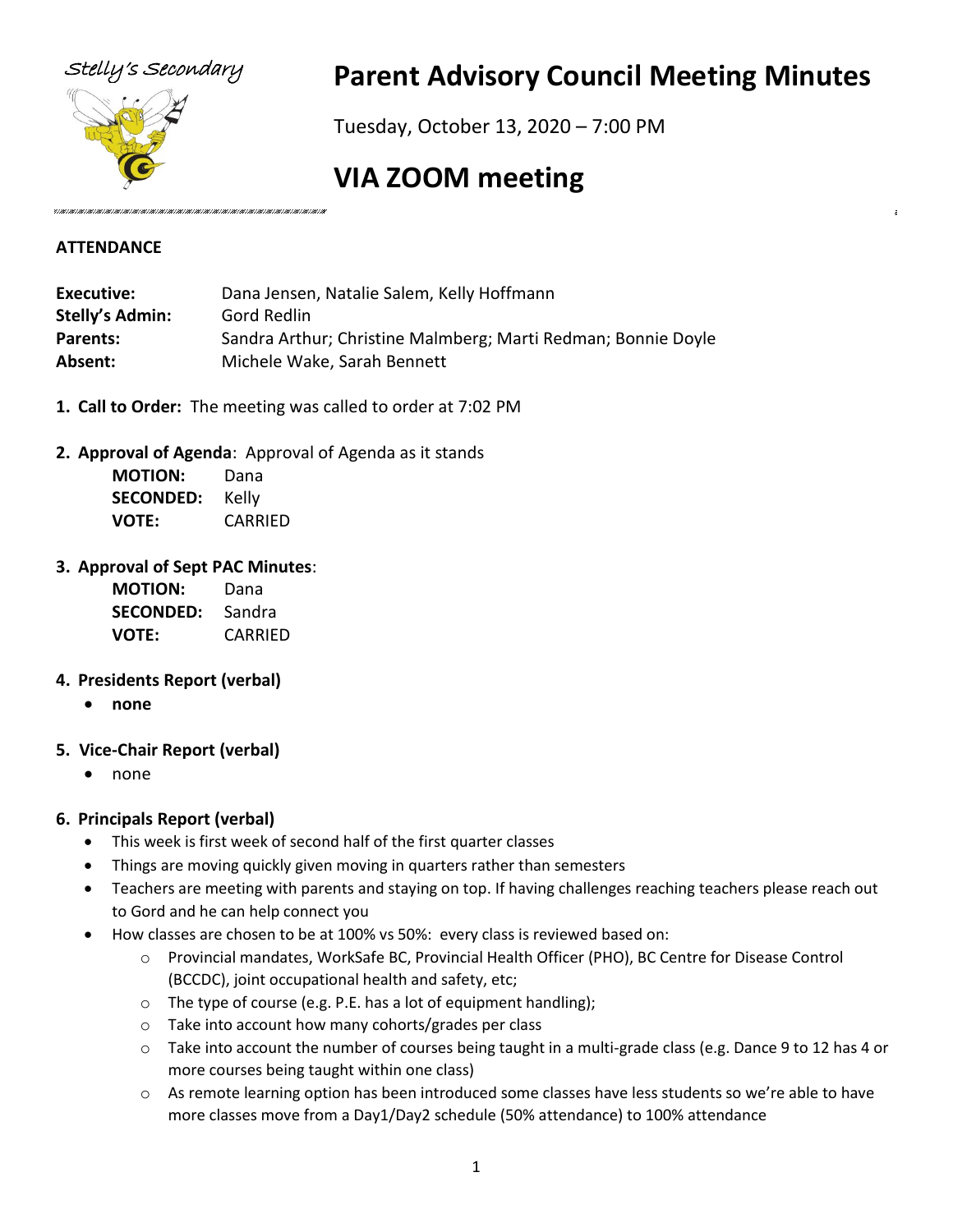Stelly's Secondary

# Parent Advisory Council Meeting Minutes

Tuesday, October 13, 2020 – 7:00 PM

# VIA ZOOM meeting

**ATTENDANCE**

| | |
|---|---|
| **Executive:** | Dana Jensen, Natalie Salem, Kelly Hoffmann |
| **Stelly's Admin:** | Gord Redlin |
| **Parents:** | Sandra Arthur; Christine Malmberg; Marti Redman; Bonnie Doyle |
| **Absent:** | Michele Wake, Sarah Bennett |

1. **Call to Order:** The meeting was called to order at 7:02 PM

2. **Approval of Agenda**: Approval of Agenda as it stands

   **MOTION:** Dana
   **SECONDED:** Kelly
   **VOTE:** CARRIED

3. **Approval of Sept PAC Minutes**:

   **MOTION:** Dana
   **SECONDED:** Sandra
   **VOTE:** CARRIED

4. **Presidents Report (verbal)**
   - **none**

5. **Vice-Chair Report (verbal)**
   - none

6. **Principals Report (verbal)**
   - This week is first week of second half of the first quarter classes
   - Things are moving quickly given moving in quarters rather than semesters
   - Teachers are meeting with parents and staying on top. If having challenges reaching teachers please reach out to Gord and he can help connect you
   - How classes are chosen to be at 100% vs 50%: every class is reviewed based on:
     - Provincial mandates, WorkSafe BC, Provincial Health Officer (PHO), BC Centre for Disease Control (BCCDC), joint occupational health and safety, etc;
     - The type of course (e.g. P.E. has a lot of equipment handling);
     - Take into account how many cohorts/grades per class
     - Take into account the number of courses being taught in a multi-grade class (e.g. Dance 9 to 12 has 4 or more courses being taught within one class)
     - As remote learning option has been introduced some classes have less students so we're able to have more classes move from a Day1/Day2 schedule (50% attendance) to 100% attendance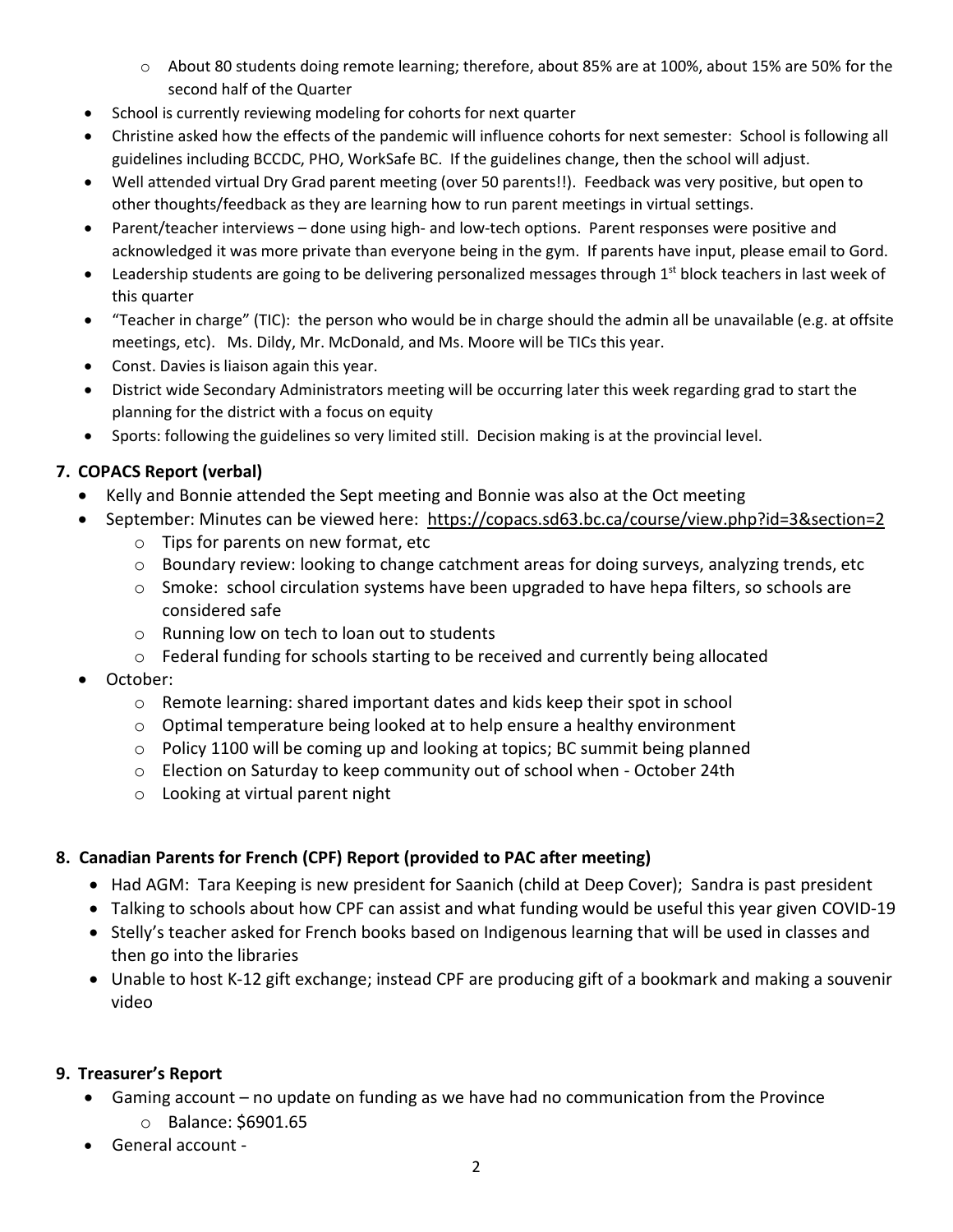- About 80 students doing remote learning; therefore, about 85% are at 100%, about 15% are 50% for the second half of the Quarter
- School is currently reviewing modeling for cohorts for next quarter
- Christine asked how the effects of the pandemic will influence cohorts for next semester: School is following all guidelines including BCCDC, PHO, WorkSafe BC. If the guidelines change, then the school will adjust.
- Well attended virtual Dry Grad parent meeting (over 50 parents!!). Feedback was very positive, but open to other thoughts/feedback as they are learning how to run parent meetings in virtual settings.
- Parent/teacher interviews – done using high- and low-tech options. Parent responses were positive and acknowledged it was more private than everyone being in the gym. If parents have input, please email to Gord.
- Leadership students are going to be delivering personalized messages through 1st block teachers in last week of this quarter
- "Teacher in charge" (TIC): the person who would be in charge should the admin all be unavailable (e.g. at offsite meetings, etc). Ms. Dildy, Mr. McDonald, and Ms. Moore will be TICs this year.
- Const. Davies is liaison again this year.
- District wide Secondary Administrators meeting will be occurring later this week regarding grad to start the planning for the district with a focus on equity
- Sports: following the guidelines so very limited still. Decision making is at the provincial level.

## 7. COPACS Report (verbal)

- Kelly and Bonnie attended the Sept meeting and Bonnie was also at the Oct meeting
- September: Minutes can be viewed here: https://copacs.sd63.bc.ca/course/view.php?id=3&section=2
  - Tips for parents on new format, etc
  - Boundary review: looking to change catchment areas for doing surveys, analyzing trends, etc
  - Smoke: school circulation systems have been upgraded to have hepa filters, so schools are considered safe
  - Running low on tech to loan out to students
  - Federal funding for schools starting to be received and currently being allocated
- October:
  - Remote learning: shared important dates and kids keep their spot in school
  - Optimal temperature being looked at to help ensure a healthy environment
  - Policy 1100 will be coming up and looking at topics; BC summit being planned
  - Election on Saturday to keep community out of school when - October 24th
  - Looking at virtual parent night

## 8. Canadian Parents for French (CPF) Report (provided to PAC after meeting)

- Had AGM: Tara Keeping is new president for Saanich (child at Deep Cover); Sandra is past president
- Talking to schools about how CPF can assist and what funding would be useful this year given COVID-19
- Stelly's teacher asked for French books based on Indigenous learning that will be used in classes and then go into the libraries
- Unable to host K-12 gift exchange; instead CPF are producing gift of a bookmark and making a souvenir video

## 9. Treasurer's Report

- Gaming account – no update on funding as we have had no communication from the Province
  - Balance: $6901.65
- General account -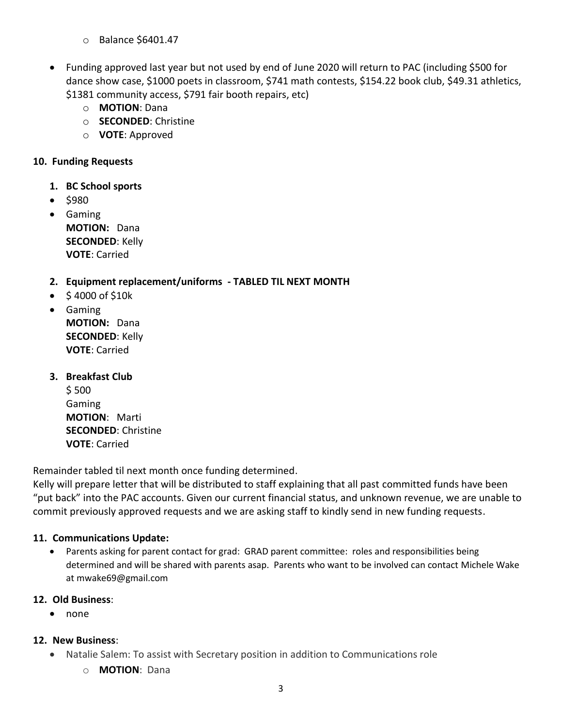- Balance $6401.47

- Funding approved last year but not used by end of June 2020 will return to PAC (including $500 for dance show case, $1000 poets in classroom, $741 math contests, $154.22 book club, $49.31 athletics, $1381 community access, $791 fair booth repairs, etc)
  - **MOTION**: Dana
  - **SECONDED**: Christine
  - **VOTE**: Approved

### 10. Funding Requests

**1. BC School sports**

- $980
- Gaming
  **MOTION:** Dana
  **SECONDED**: Kelly
  **VOTE**: Carried

**2. Equipment replacement/uniforms - TABLED TIL NEXT MONTH**

- $ 4000 of $10k
- Gaming
  **MOTION:** Dana
  **SECONDED**: Kelly
  **VOTE**: Carried

**3. Breakfast Club**

$ 500
Gaming
**MOTION**: Marti
**SECONDED**: Christine
**VOTE**: Carried

Remainder tabled til next month once funding determined.
Kelly will prepare letter that will be distributed to staff explaining that all past committed funds have been "put back" into the PAC accounts. Given our current financial status, and unknown revenue, we are unable to commit previously approved requests and we are asking staff to kindly send in new funding requests.

### 11. Communications Update:

- Parents asking for parent contact for grad: GRAD parent committee: roles and responsibilities being determined and will be shared with parents asap. Parents who want to be involved can contact Michele Wake at mwake69@gmail.com

### 12. Old Business:

- none

### 12. New Business:

- Natalie Salem: To assist with Secretary position in addition to Communications role
  - **MOTION**: Dana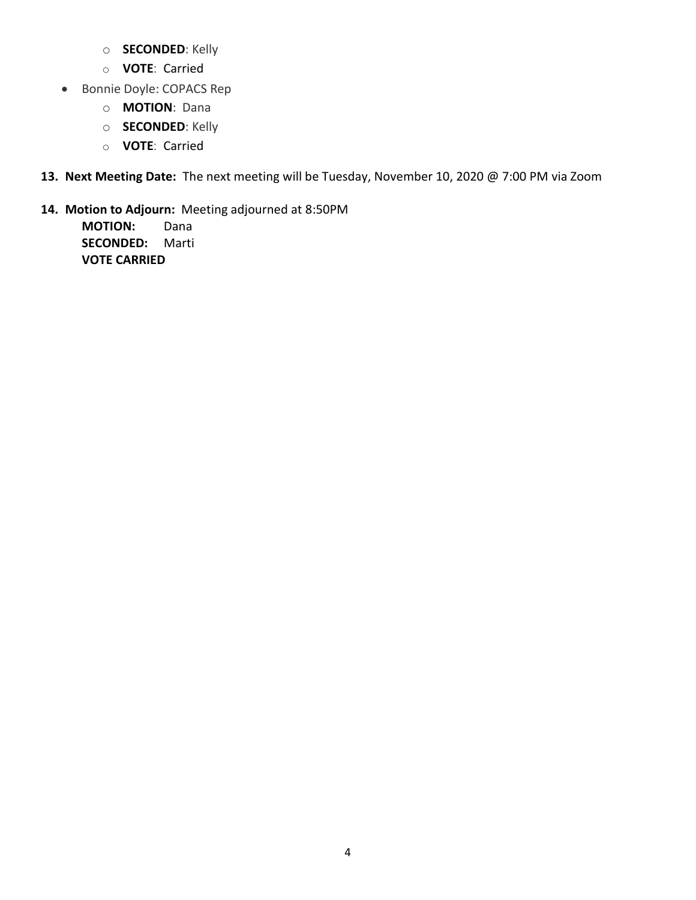- **SECONDED**: Kelly
   - **VOTE**: Carried
- Bonnie Doyle: COPACS Rep
   - **MOTION**: Dana
   - **SECONDED**: Kelly
   - **VOTE**: Carried

13. **Next Meeting Date:** The next meeting will be Tuesday, November 10, 2020 @ 7:00 PM via Zoom

14. **Motion to Adjourn:** Meeting adjourned at 8:50PM

    **MOTION:** Dana
    **SECONDED:** Marti
    **VOTE CARRIED**